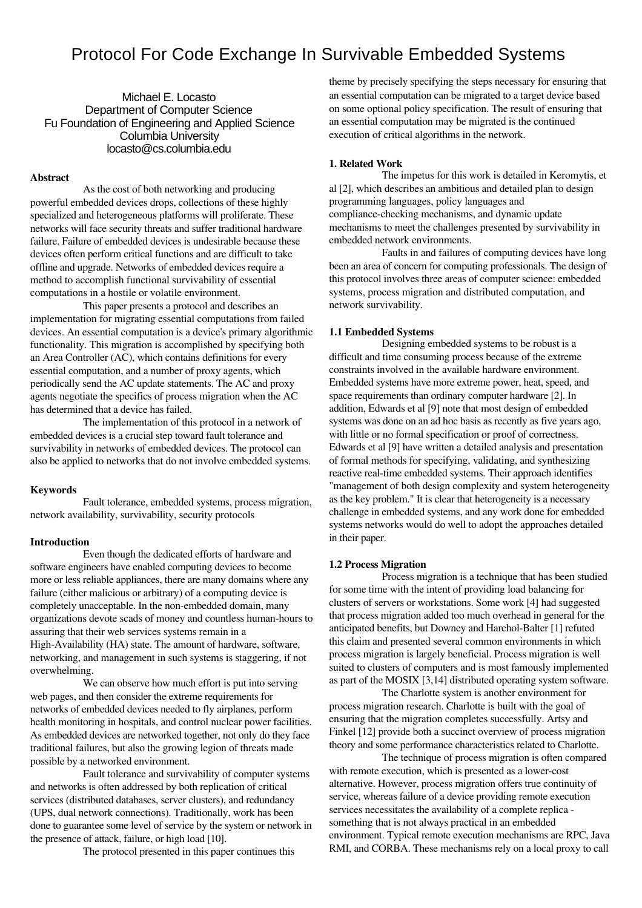# Protocol For Code Exchange In Survivable Embedded Systems

Michael E. Locasto
Department of Computer Science
Fu Foundation of Engineering and Applied Science
Columbia University
locasto@cs.columbia.edu

**Abstract**

As the cost of both networking and producing powerful embedded devices drops, collections of these highly specialized and heterogeneous platforms will proliferate. These networks will face security threats and suffer traditional hardware failure. Failure of embedded devices is undesirable because these devices often perform critical functions and are difficult to take offline and upgrade. Networks of embedded devices require a method to accomplish functional survivability of essential computations in a hostile or volatile environment.

This paper presents a protocol and describes an implementation for migrating essential computations from failed devices. An essential computation is a device's primary algorithmic functionality. This migration is accomplished by specifying both an Area Controller (AC), which contains definitions for every essential computation, and a number of proxy agents, which periodically send the AC update statements. The AC and proxy agents negotiate the specifics of process migration when the AC has determined that a device has failed.

The implementation of this protocol in a network of embedded devices is a crucial step toward fault tolerance and survivability in networks of embedded devices. The protocol can also be applied to networks that do not involve embedded systems.

**Keywords**

Fault tolerance, embedded systems, process migration, network availability, survivability, security protocols

**Introduction**

Even though the dedicated efforts of hardware and software engineers have enabled computing devices to become more or less reliable appliances, there are many domains where any failure (either malicious or arbitrary) of a computing device is completely unacceptable. In the non-embedded domain, many organizations devote scads of money and countless human-hours to assuring that their web services systems remain in a High-Availability (HA) state. The amount of hardware, software, networking, and management in such systems is staggering, if not overwhelming.

We can observe how much effort is put into serving web pages, and then consider the extreme requirements for networks of embedded devices needed to fly airplanes, perform health monitoring in hospitals, and control nuclear power facilities. As embedded devices are networked together, not only do they face traditional failures, but also the growing legion of threats made possible by a networked environment.

Fault tolerance and survivability of computer systems and networks is often addressed by both replication of critical services (distributed databases, server clusters), and redundancy (UPS, dual network connections). Traditionally, work has been done to guarantee some level of service by the system or network in the presence of attack, failure, or high load [10].

The protocol presented in this paper continues this theme by precisely specifying the steps necessary for ensuring that an essential computation can be migrated to a target device based on some optional policy specification. The result of ensuring that an essential computation may be migrated is the continued execution of critical algorithms in the network.

**1. Related Work**

The impetus for this work is detailed in Keromytis, et al [2], which describes an ambitious and detailed plan to design programming languages, policy languages and compliance-checking mechanisms, and dynamic update mechanisms to meet the challenges presented by survivability in embedded network environments.

Faults in and failures of computing devices have long been an area of concern for computing professionals. The design of this protocol involves three areas of computer science: embedded systems, process migration and distributed computation, and network survivability.

**1.1 Embedded Systems**

Designing embedded systems to be robust is a difficult and time consuming process because of the extreme constraints involved in the available hardware environment. Embedded systems have more extreme power, heat, speed, and space requirements than ordinary computer hardware [2]. In addition, Edwards et al [9] note that most design of embedded systems was done on an ad hoc basis as recently as five years ago, with little or no formal specification or proof of correctness. Edwards et al [9] have written a detailed analysis and presentation of formal methods for specifying, validating, and synthesizing reactive real-time embedded systems. Their approach identifies "management of both design complexity and system heterogeneity as the key problem." It is clear that heterogeneity is a necessary challenge in embedded systems, and any work done for embedded systems networks would do well to adopt the approaches detailed in their paper.

**1.2 Process Migration**

Process migration is a technique that has been studied for some time with the intent of providing load balancing for clusters of servers or workstations. Some work [4] had suggested that process migration added too much overhead in general for the anticipated benefits, but Downey and Harchol-Balter [1] refuted this claim and presented several common environments in which process migration is largely beneficial. Process migration is well suited to clusters of computers and is most famously implemented as part of the MOSIX [3,14] distributed operating system software.

The Charlotte system is another environment for process migration research. Charlotte is built with the goal of ensuring that the migration completes successfully. Artsy and Finkel [12] provide both a succinct overview of process migration theory and some performance characteristics related to Charlotte.

The technique of process migration is often compared with remote execution, which is presented as a lower-cost alternative. However, process migration offers true continuity of service, whereas failure of a device providing remote execution services necessitates the availability of a complete replica - something that is not always practical in an embedded environment. Typical remote execution mechanisms are RPC, Java RMI, and CORBA. These mechanisms rely on a local proxy to call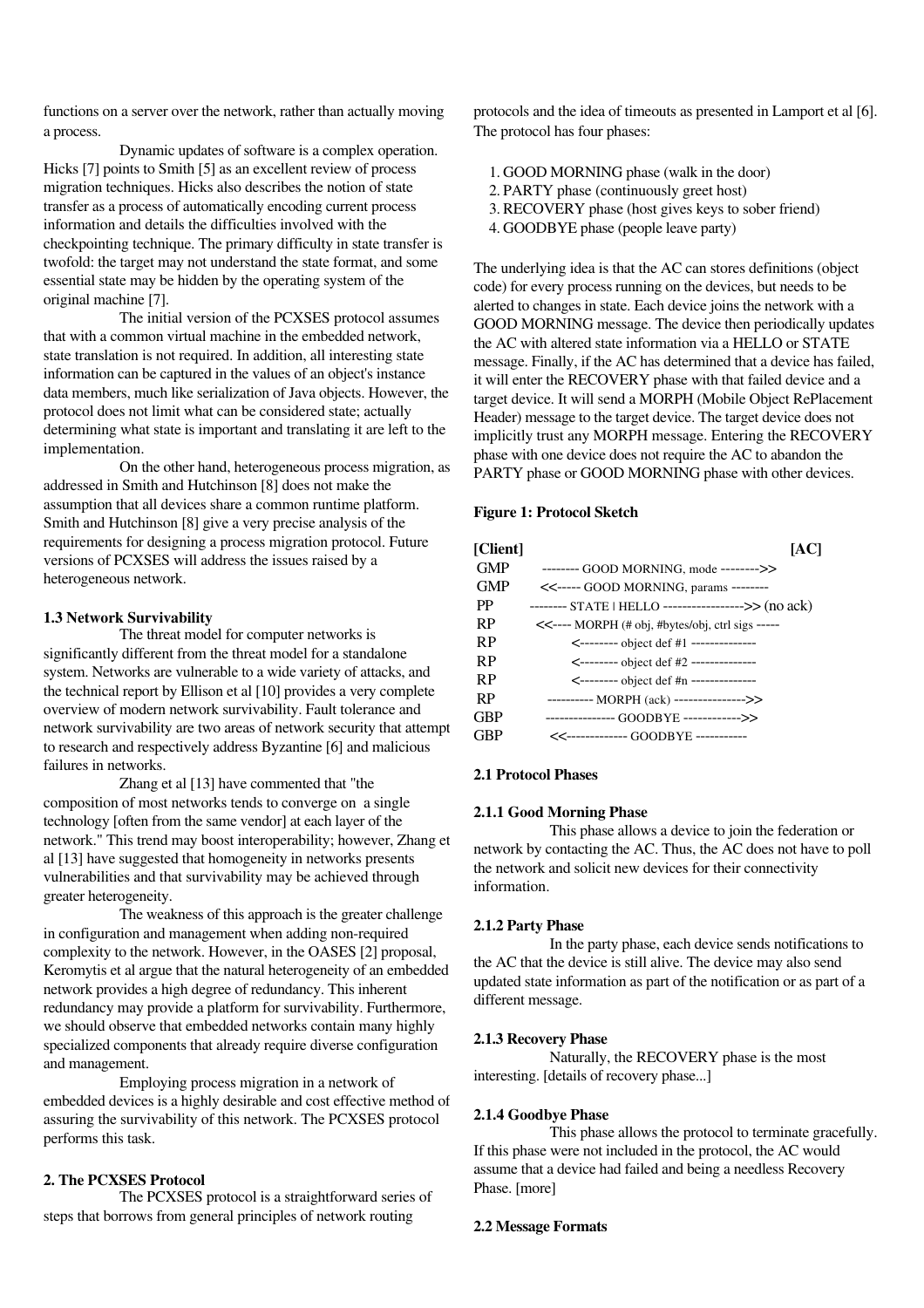functions on a server over the network, rather than actually moving a process.

Dynamic updates of software is a complex operation. Hicks [7] points to Smith [5] as an excellent review of process migration techniques. Hicks also describes the notion of state transfer as a process of automatically encoding current process information and details the difficulties involved with the checkpointing technique. The primary difficulty in state transfer is twofold: the target may not understand the state format, and some essential state may be hidden by the operating system of the original machine [7].

The initial version of the PCXSES protocol assumes that with a common virtual machine in the embedded network, state translation is not required. In addition, all interesting state information can be captured in the values of an object's instance data members, much like serialization of Java objects. However, the protocol does not limit what can be considered state; actually determining what state is important and translating it are left to the implementation.

On the other hand, heterogeneous process migration, as addressed in Smith and Hutchinson [8] does not make the assumption that all devices share a common runtime platform. Smith and Hutchinson [8] give a very precise analysis of the requirements for designing a process migration protocol. Future versions of PCXSES will address the issues raised by a heterogeneous network.

### 1.3 Network Survivability

The threat model for computer networks is significantly different from the threat model for a standalone system. Networks are vulnerable to a wide variety of attacks, and the technical report by Ellison et al [10] provides a very complete overview of modern network survivability. Fault tolerance and network survivability are two areas of network security that attempt to research and respectively address Byzantine [6] and malicious failures in networks.

Zhang et al [13] have commented that "the composition of most networks tends to converge on a single technology [often from the same vendor] at each layer of the network." This trend may boost interoperability; however, Zhang et al [13] have suggested that homogeneity in networks presents vulnerabilities and that survivability may be achieved through greater heterogeneity.

The weakness of this approach is the greater challenge in configuration and management when adding non-required complexity to the network. However, in the OASES [2] proposal, Keromytis et al argue that the natural heterogeneity of an embedded network provides a high degree of redundancy. This inherent redundancy may provide a platform for survivability. Furthermore, we should observe that embedded networks contain many highly specialized components that already require diverse configuration and management.

Employing process migration in a network of embedded devices is a highly desirable and cost effective method of assuring the survivability of this network. The PCXSES protocol performs this task.

## 2. The PCXSES Protocol

The PCXSES protocol is a straightforward series of steps that borrows from general principles of network routing protocols and the idea of timeouts as presented in Lamport et al [6]. The protocol has four phases:

1. GOOD MORNING phase (walk in the door)
2. PARTY phase (continuously greet host)
3. RECOVERY phase (host gives keys to sober friend)
4. GOODBYE phase (people leave party)

The underlying idea is that the AC can stores definitions (object code) for every process running on the devices, but needs to be alerted to changes in state. Each device joins the network with a GOOD MORNING message. The device then periodically updates the AC with altered state information via a HELLO or STATE message. Finally, if the AC has determined that a device has failed, it will enter the RECOVERY phase with that failed device and a target device. It will send a MORPH (Mobile Object RePlacement Header) message to the target device. The target device does not implicitly trust any MORPH message. Entering the RECOVERY phase with one device does not require the AC to abandon the PARTY phase or GOOD MORNING phase with other devices.

**Figure 1: Protocol Sketch**

```
[Client]                                                    [AC]
 GMP       -------- GOOD MORNING, mode -------->>
 GMP      <<----- GOOD MORNING, params --------
 PP      -------- STATE | HELLO ----------------->> (no ack)
 RP      <<---- MORPH (# obj, #bytes/obj, ctrl sigs -----
 RP            <-------- object def #1 --------------
 RP            <-------- object def #2 --------------
 RP            <-------- object def #n --------------
 RP         ---------- MORPH (ack) --------------->>
 GBP        --------------- GOODBYE ------------>>
 GBP         <<------------ GOODBYE -----------
```

### 2.1 Protocol Phases

#### 2.1.1 Good Morning Phase

This phase allows a device to join the federation or network by contacting the AC. Thus, the AC does not have to poll the network and solicit new devices for their connectivity information.

#### 2.1.2 Party Phase

In the party phase, each device sends notifications to the AC that the device is still alive. The device may also send updated state information as part of the notification or as part of a different message.

#### 2.1.3 Recovery Phase

Naturally, the RECOVERY phase is the most interesting. [details of recovery phase...]

#### 2.1.4 Goodbye Phase

This phase allows the protocol to terminate gracefully. If this phase were not included in the protocol, the AC would assume that a device had failed and being a needless Recovery Phase. [more]

### 2.2 Message Formats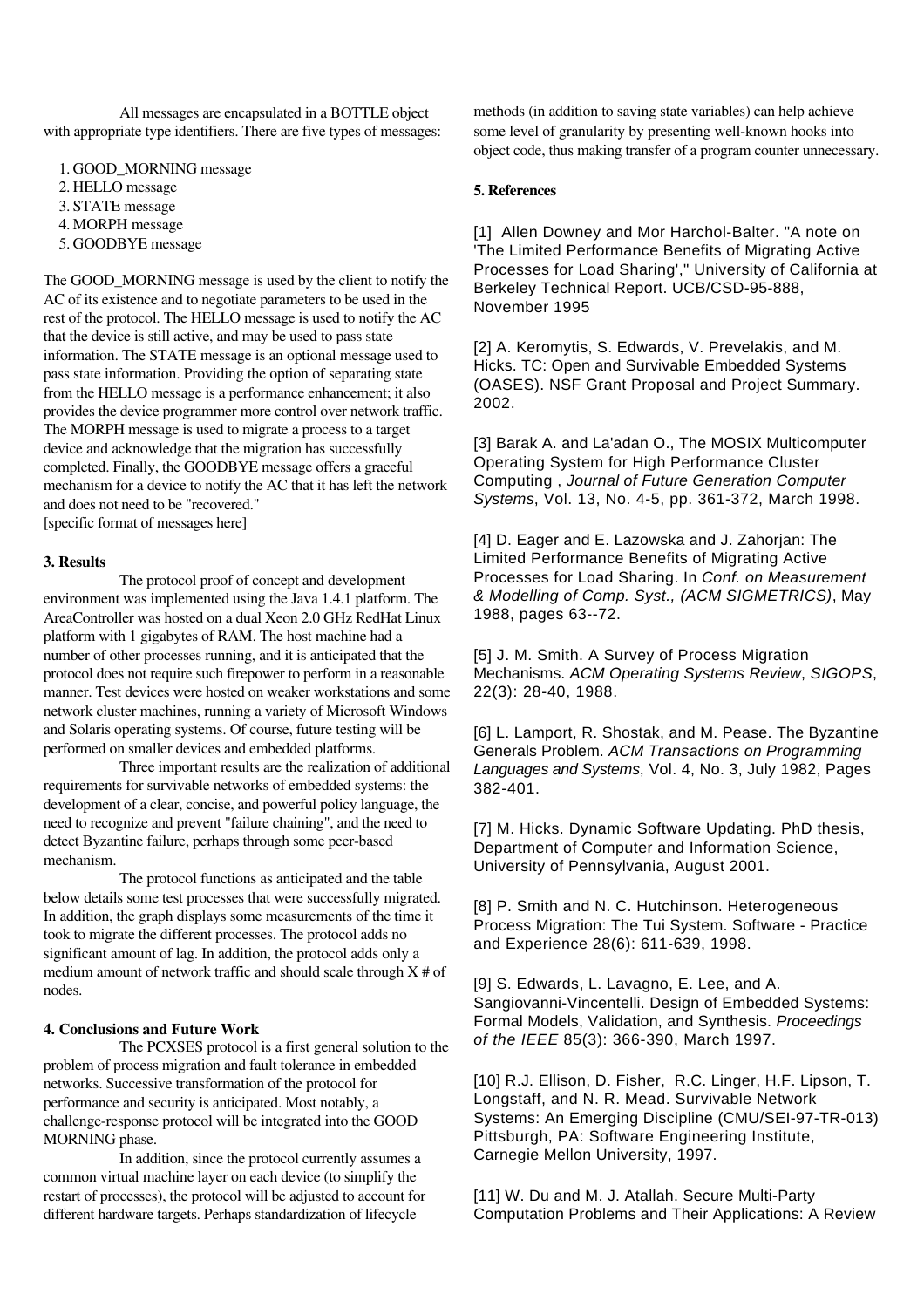All messages are encapsulated in a BOTTLE object with appropriate type identifiers. There are five types of messages:

1. GOOD_MORNING message
2. HELLO message
3. STATE message
4. MORPH message
5. GOODBYE message

The GOOD_MORNING message is used by the client to notify the AC of its existence and to negotiate parameters to be used in the rest of the protocol. The HELLO message is used to notify the AC that the device is still active, and may be used to pass state information. The STATE message is an optional message used to pass state information. Providing the option of separating state from the HELLO message is a performance enhancement; it also provides the device programmer more control over network traffic. The MORPH message is used to migrate a process to a target device and acknowledge that the migration has successfully completed. Finally, the GOODBYE message offers a graceful mechanism for a device to notify the AC that it has left the network and does not need to be "recovered."
[specific format of messages here]

### 3. Results

The protocol proof of concept and development environment was implemented using the Java 1.4.1 platform. The AreaController was hosted on a dual Xeon 2.0 GHz RedHat Linux platform with 1 gigabytes of RAM. The host machine had a number of other processes running, and it is anticipated that the protocol does not require such firepower to perform in a reasonable manner. Test devices were hosted on weaker workstations and some network cluster machines, running a variety of Microsoft Windows and Solaris operating systems. Of course, future testing will be performed on smaller devices and embedded platforms.

Three important results are the realization of additional requirements for survivable networks of embedded systems: the development of a clear, concise, and powerful policy language, the need to recognize and prevent "failure chaining", and the need to detect Byzantine failure, perhaps through some peer-based mechanism.

The protocol functions as anticipated and the table below details some test processes that were successfully migrated. In addition, the graph displays some measurements of the time it took to migrate the different processes. The protocol adds no significant amount of lag. In addition, the protocol adds only a medium amount of network traffic and should scale through X # of nodes.

### 4. Conclusions and Future Work

The PCXSES protocol is a first general solution to the problem of process migration and fault tolerance in embedded networks. Successive transformation of the protocol for performance and security is anticipated. Most notably, a challenge-response protocol will be integrated into the GOOD MORNING phase.

In addition, since the protocol currently assumes a common virtual machine layer on each device (to simplify the restart of processes), the protocol will be adjusted to account for different hardware targets. Perhaps standardization of lifecycle methods (in addition to saving state variables) can help achieve some level of granularity by presenting well-known hooks into object code, thus making transfer of a program counter unnecessary.

### 5. References

[1] Allen Downey and Mor Harchol-Balter. "A note on 'The Limited Performance Benefits of Migrating Active Processes for Load Sharing'," University of California at Berkeley Technical Report. UCB/CSD-95-888, November 1995

[2] A. Keromytis, S. Edwards, V. Prevelakis, and M. Hicks. TC: Open and Survivable Embedded Systems (OASES). NSF Grant Proposal and Project Summary. 2002.

[3] Barak A. and La'adan O., The MOSIX Multicomputer Operating System for High Performance Cluster Computing , *Journal of Future Generation Computer Systems*, Vol. 13, No. 4-5, pp. 361-372, March 1998.

[4] D. Eager and E. Lazowska and J. Zahorjan: The Limited Performance Benefits of Migrating Active Processes for Load Sharing. In *Conf. on Measurement & Modelling of Comp. Syst., (ACM SIGMETRICS)*, May 1988, pages 63--72.

[5] J. M. Smith. A Survey of Process Migration Mechanisms. *ACM Operating Systems Review*, *SIGOPS*, 22(3): 28-40, 1988.

[6] L. Lamport, R. Shostak, and M. Pease. The Byzantine Generals Problem. *ACM Transactions on Programming Languages and Systems*, Vol. 4, No. 3, July 1982, Pages 382-401.

[7] M. Hicks. Dynamic Software Updating. PhD thesis, Department of Computer and Information Science, University of Pennsylvania, August 2001.

[8] P. Smith and N. C. Hutchinson. Heterogeneous Process Migration: The Tui System. Software - Practice and Experience 28(6): 611-639, 1998.

[9] S. Edwards, L. Lavagno, E. Lee, and A. Sangiovanni-Vincentelli. Design of Embedded Systems: Formal Models, Validation, and Synthesis. *Proceedings of the IEEE* 85(3): 366-390, March 1997.

[10] R.J. Ellison, D. Fisher, R.C. Linger, H.F. Lipson, T. Longstaff, and N. R. Mead. Survivable Network Systems: An Emerging Discipline (CMU/SEI-97-TR-013) Pittsburgh, PA: Software Engineering Institute, Carnegie Mellon University, 1997.

[11] W. Du and M. J. Atallah. Secure Multi-Party Computation Problems and Their Applications: A Review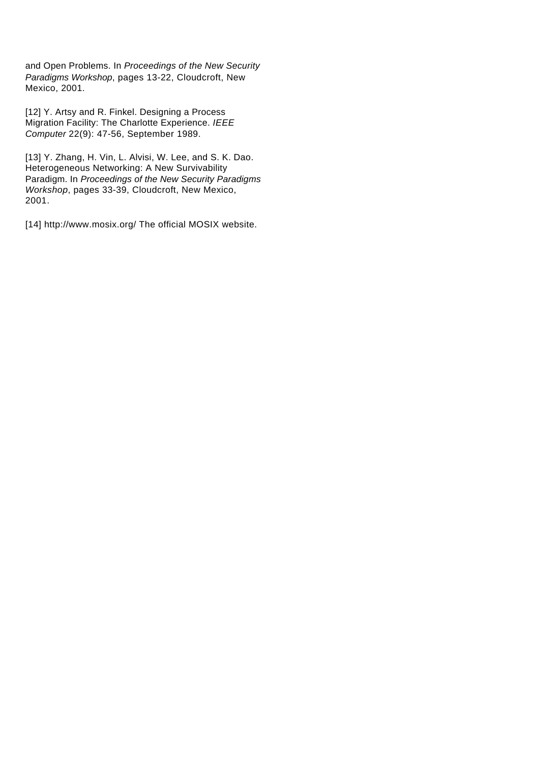and Open Problems. In *Proceedings of the New Security Paradigms Workshop*, pages 13-22, Cloudcroft, New Mexico, 2001.

[12] Y. Artsy and R. Finkel. Designing a Process Migration Facility: The Charlotte Experience. *IEEE Computer* 22(9): 47-56, September 1989.

[13] Y. Zhang, H. Vin, L. Alvisi, W. Lee, and S. K. Dao. Heterogeneous Networking: A New Survivability Paradigm. In *Proceedings of the New Security Paradigms Workshop*, pages 33-39, Cloudcroft, New Mexico, 2001.

[14] http://www.mosix.org/ The official MOSIX website.